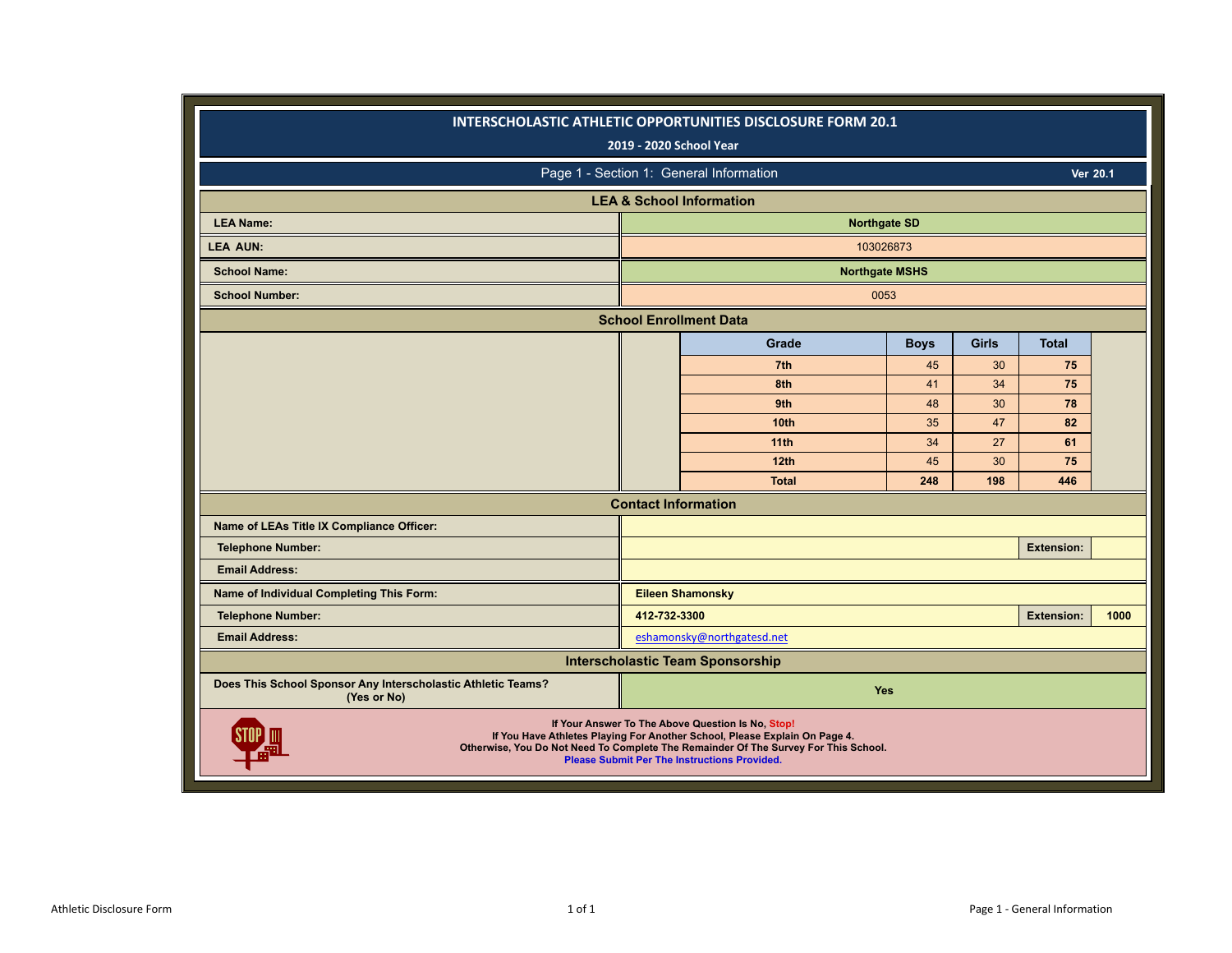# INTERSCHOLASTIC ATHLETIC OPPORTUNITIES DISCLOSURE FORM 20.1

**2019 - 2020 School Year**

## Page 1 - Section 1: General Information

**Ver 20.1**

### LEA & School Information

| | |
|---|---|
| **LEA Name:** | **Northgate SD** |
| **LEA AUN:** | 103026873 |
| **School Name:** | **Northgate MSHS** |
| **School Number:** | 0053 |

### School Enrollment Data

| Grade | Boys | Girls | Total |
|---|---|---|---|
| **7th** | 45 | 30 | **75** |
| **8th** | 41 | 34 | **75** |
| **9th** | 48 | 30 | **78** |
| **10th** | 35 | 47 | **82** |
| **11th** | 34 | 27 | **61** |
| **12th** | 45 | 30 | **75** |
| **Total** | **248** | **198** | **446** |

### Contact Information

| | | | |
|---|---|---|---|
| **Name of LEAs Title IX Compliance Officer:** | | | |
| **Telephone Number:** | | **Extension:** | |
| **Email Address:** | | | |
| **Name of Individual Completing This Form:** | **Eileen Shamonsky** | | |
| **Telephone Number:** | **412-732-3300** | **Extension:** | **1000** |
| **Email Address:** | eshamonsky@northgatesd.net | | |

### Interscholastic Team Sponsorship

| | |
|---|---|
| **Does This School Sponsor Any Interscholastic Athletic Teams? (Yes or No)** | **Yes** |

**If Your Answer To The Above Question Is No, Stop!**
**If You Have Athletes Playing For Another School, Please Explain On Page 4.**
**Otherwise, You Do Not Need To Complete The Remainder Of The Survey For This School.**
**Please Submit Per The Instructions Provided.**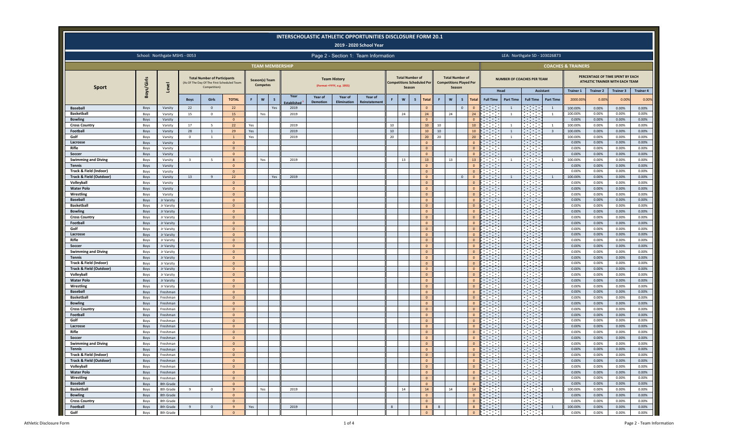# INTERSCHOLASTIC ATHLETIC OPPORTUNITIES DISCLOSURE FORM 20.1

## 2019 - 2020 School Year

School: Northgate MSHS - 0053

Page 2 - Section 1: Team Information

LEA: Northgate SD - 103026873

| | | | TEAM MEMBERSHIP | | | | | | | | | | | | | | | | | | | COACHES & TRAINERS | | | | | | | |
|---|---|---|---|---|---|---|---|---|---|---|---|---|---|---|---|---|---|---|---|---|---|---|---|---|---|---|---|---|---|
| Sport | Boys/Girls | Level | Total Number of Participants (As Of The Day Of The First Scheduled Team Competition) | | | Season(s) Team Competes | | | Team History (Format =YYYY, e.g. 1995) | | | | Total Number of Competitions Scheduled Per Season | | | | Total Number of Competitions Played Per Season | | | | NUMBER OF COACHES PER TEAM | | | | PERCENTAGE OF TIME SPENT BY EACH ATHLETIC TRAINER WITH EACH TEAM | | | |
| | | | | | | | | | | | | | | | | | | | | | Head | | Assistant | | Trainer 1 | Trainer 2 | Trainer 3 | Trainer 4 |
| | | | Boys | Girls | TOTAL | F | W | S | Year Established | Year of Demotion | Year of Elimination | Year of Reinstatement | F | W | S | Total | F | W | S | Total | Full Time | Part Time | Full Time | Part Time | 2000.00% | 0.00% | 0.00% | 0.00% |
| Baseball | Boys | Varsity | 22 | 0 | 22 | | | Yes | 2019 | | | | | | | 0 | | | 0 | 0 | | 1 | | 1 | 100.00% | 0.00% | 0.00% | 0.00% |
| Basketball | Boys | Varsity | 15 | 0 | 15 | | Yes | | 2019 | | | | | 24 | | 24 | | 24 | | 24 | | 1 | | 1 | 100.00% | 0.00% | 0.00% | 0.00% |
| Bowling | Boys | Varsity | | | 0 | | | | | | | | | | | 0 | | | | 0 | | | | | 0.00% | 0.00% | 0.00% | 0.00% |
| Cross Country | Boys | Varsity | 17 | 5 | 22 | | | | 2019 | | | | 10 | | | 10 | 10 | | | 10 | | 1 | | 1 | 100.00% | 0.00% | 0.00% | 0.00% |
| Football | Boys | Varsity | 28 | 1 | 29 | Yes | | | 2019 | | | | 10 | | | 10 | 10 | | | 10 | | 1 | | 3 | 100.00% | 0.00% | 0.00% | 0.00% |
| Golf | Boys | Varsity | 0 | 1 | 1 | Yes | | | 2019 | | | | 20 | | | 20 | 20 | | | 20 | | 1 | | | 100.00% | 0.00% | 0.00% | 0.00% |
| Lacrosse | Boys | Varsity | | | 0 | | | | | | | | | | | 0 | | | | 0 | | | | | 0.00% | 0.00% | 0.00% | 0.00% |
| Rifle | Boys | Varsity | | | 0 | | | | | | | | | | | 0 | | | | 0 | | | | | 0.00% | 0.00% | 0.00% | 0.00% |
| Soccer | Boys | Varsity | | | 0 | | | | | | | | | | | 0 | | | | 0 | | | | | 0.00% | 0.00% | 0.00% | 0.00% |
| Swimming and Diving | Boys | Varsity | 3 | 5 | 8 | | Yes | | 2019 | | | | | 13 | | 13 | | 13 | | 13 | | 1 | | 1 | 100.00% | 0.00% | 0.00% | 0.00% |
| Tennis | Boys | Varsity | | | 0 | | | | | | | | | | | 0 | | | | 0 | | | | | 0.00% | 0.00% | 0.00% | 0.00% |
| Track & Field (Indoor) | Boys | Varsity | | | 0 | | | | | | | | | | | 0 | | | | 0 | | | | | 0.00% | 0.00% | 0.00% | 0.00% |
| Track & Field (Outdoor) | Boys | Varsity | 13 | 9 | 22 | | | Yes | 2019 | | | | | | | 0 | | | 0 | 0 | | 1 | | 1 | 100.00% | 0.00% | 0.00% | 0.00% |
| Volleyball | Boys | Varsity | | | 0 | | | | | | | | | | | 0 | | | | 0 | | | | | 0.00% | 0.00% | 0.00% | 0.00% |
| Water Polo | Boys | Varsity | | | 0 | | | | | | | | | | | 0 | | | | 0 | | | | | 0.00% | 0.00% | 0.00% | 0.00% |
| Wrestling | Boys | Varsity | | | 0 | | | | | | | | | | | 0 | | | | 0 | | | | | 0.00% | 0.00% | 0.00% | 0.00% |
| Baseball | Boys | Jr Varsity | | | 0 | | | | | | | | | | | 0 | | | | 0 | | | | | 0.00% | 0.00% | 0.00% | 0.00% |
| Basketball | Boys | Jr Varsity | | | 0 | | | | | | | | | | | 0 | | | | 0 | | | | | 0.00% | 0.00% | 0.00% | 0.00% |
| Bowling | Boys | Jr Varsity | | | 0 | | | | | | | | | | | 0 | | | | 0 | | | | | 0.00% | 0.00% | 0.00% | 0.00% |
| Cross Country | Boys | Jr Varsity | | | 0 | | | | | | | | | | | 0 | | | | 0 | | | | | 0.00% | 0.00% | 0.00% | 0.00% |
| Football | Boys | Jr Varsity | | | 0 | | | | | | | | | | | 0 | | | | 0 | | | | | 0.00% | 0.00% | 0.00% | 0.00% |
| Golf | Boys | Jr Varsity | | | 0 | | | | | | | | | | | 0 | | | | 0 | | | | | 0.00% | 0.00% | 0.00% | 0.00% |
| Lacrosse | Boys | Jr Varsity | | | 0 | | | | | | | | | | | 0 | | | | 0 | | | | | 0.00% | 0.00% | 0.00% | 0.00% |
| Rifle | Boys | Jr Varsity | | | 0 | | | | | | | | | | | 0 | | | | 0 | | | | | 0.00% | 0.00% | 0.00% | 0.00% |
| Soccer | Boys | Jr Varsity | | | 0 | | | | | | | | | | | 0 | | | | 0 | | | | | 0.00% | 0.00% | 0.00% | 0.00% |
| Swimming and Diving | Boys | Jr Varsity | | | 0 | | | | | | | | | | | 0 | | | | 0 | | | | | 0.00% | 0.00% | 0.00% | 0.00% |
| Tennis | Boys | Jr Varsity | | | 0 | | | | | | | | | | | 0 | | | | 0 | | | | | 0.00% | 0.00% | 0.00% | 0.00% |
| Track & Field (Indoor) | Boys | Jr Varsity | | | 0 | | | | | | | | | | | 0 | | | | 0 | | | | | 0.00% | 0.00% | 0.00% | 0.00% |
| Track & Field (Outdoor) | Boys | Jr Varsity | | | 0 | | | | | | | | | | | 0 | | | | 0 | | | | | 0.00% | 0.00% | 0.00% | 0.00% |
| Volleyball | Boys | Jr Varsity | | | 0 | | | | | | | | | | | 0 | | | | 0 | | | | | 0.00% | 0.00% | 0.00% | 0.00% |
| Water Polo | Boys | Jr Varsity | | | 0 | | | | | | | | | | | 0 | | | | 0 | | | | | 0.00% | 0.00% | 0.00% | 0.00% |
| Wrestling | Boys | Jr Varsity | | | 0 | | | | | | | | | | | 0 | | | | 0 | | | | | 0.00% | 0.00% | 0.00% | 0.00% |
| Baseball | Boys | Freshman | | | 0 | | | | | | | | | | | 0 | | | | 0 | | | | | 0.00% | 0.00% | 0.00% | 0.00% |
| Basketball | Boys | Freshman | | | 0 | | | | | | | | | | | 0 | | | | 0 | | | | | 0.00% | 0.00% | 0.00% | 0.00% |
| Bowling | Boys | Freshman | | | 0 | | | | | | | | | | | 0 | | | | 0 | | | | | 0.00% | 0.00% | 0.00% | 0.00% |
| Cross Country | Boys | Freshman | | | 0 | | | | | | | | | | | 0 | | | | 0 | | | | | 0.00% | 0.00% | 0.00% | 0.00% |
| Football | Boys | Freshman | | | 0 | | | | | | | | | | | 0 | | | | 0 | | | | | 0.00% | 0.00% | 0.00% | 0.00% |
| Golf | Boys | Freshman | | | 0 | | | | | | | | | | | 0 | | | | 0 | | | | | 0.00% | 0.00% | 0.00% | 0.00% |
| Lacrosse | Boys | Freshman | | | 0 | | | | | | | | | | | 0 | | | | 0 | | | | | 0.00% | 0.00% | 0.00% | 0.00% |
| Rifle | Boys | Freshman | | | 0 | | | | | | | | | | | 0 | | | | 0 | | | | | 0.00% | 0.00% | 0.00% | 0.00% |
| Soccer | Boys | Freshman | | | 0 | | | | | | | | | | | 0 | | | | 0 | | | | | 0.00% | 0.00% | 0.00% | 0.00% |
| Swimming and Diving | Boys | Freshman | | | 0 | | | | | | | | | | | 0 | | | | 0 | | | | | 0.00% | 0.00% | 0.00% | 0.00% |
| Tennis | Boys | Freshman | | | 0 | | | | | | | | | | | 0 | | | | 0 | | | | | 0.00% | 0.00% | 0.00% | 0.00% |
| Track & Field (Indoor) | Boys | Freshman | | | 0 | | | | | | | | | | | 0 | | | | 0 | | | | | 0.00% | 0.00% | 0.00% | 0.00% |
| Track & Field (Outdoor) | Boys | Freshman | | | 0 | | | | | | | | | | | 0 | | | | 0 | | | | | 0.00% | 0.00% | 0.00% | 0.00% |
| Volleyball | Boys | Freshman | | | 0 | | | | | | | | | | | 0 | | | | 0 | | | | | 0.00% | 0.00% | 0.00% | 0.00% |
| Water Polo | Boys | Freshman | | | 0 | | | | | | | | | | | 0 | | | | 0 | | | | | 0.00% | 0.00% | 0.00% | 0.00% |
| Wrestling | Boys | Freshman | | | 0 | | | | | | | | | | | 0 | | | | 0 | | | | | 0.00% | 0.00% | 0.00% | 0.00% |
| Baseball | Boys | 8th Grade | | | 0 | | | | | | | | | | | 0 | | | | 0 | | | | | 0.00% | 0.00% | 0.00% | 0.00% |
| Basketball | Boys | 8th Grade | 9 | 0 | 9 | | Yes | | 2019 | | | | | 14 | | 14 | | 14 | | 14 | | | | 1 | 100.00% | 0.00% | 0.00% | 0.00% |
| Bowling | Boys | 8th Grade | | | 0 | | | | | | | | | | | 0 | | | | 0 | | | | | 0.00% | 0.00% | 0.00% | 0.00% |
| Cross Country | Boys | 8th Grade | | | 0 | | | | | | | | | | | 0 | | | | 0 | | | | | 0.00% | 0.00% | 0.00% | 0.00% |
| Football | Boys | 8th Grade | 9 | 0 | 9 | Yes | | | 2019 | | | | 8 | | | 8 | 8 | | | 8 | | | | 1 | 100.00% | 0.00% | 0.00% | 0.00% |
| Golf | Boys | 8th Grade | | | 0 | | | | | | | | | | | 0 | | | | 0 | | | | | 0.00% | 0.00% | 0.00% | 0.00% |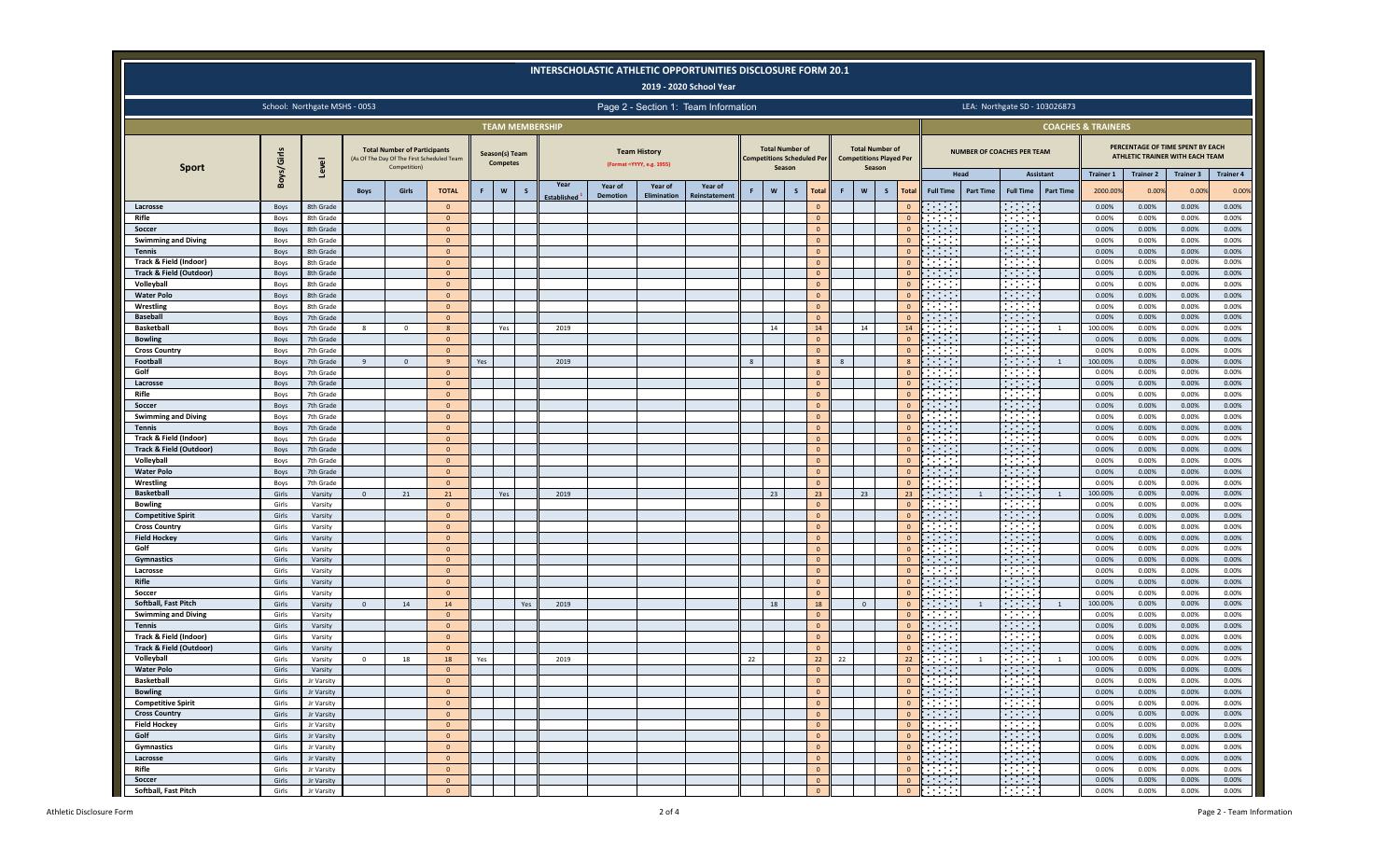# INTERSCHOLASTIC ATHLETIC OPPORTUNITIES DISCLOSURE FORM 20.1

## 2019 - 2020 School Year

School: Northgate MSHS - 0053

Page 2 - Section 1: Team Information

LEA: Northgate SD - 103026873

| Sport | Boys/Girls | Level | TEAM MEMBERSHIP: Total Number of Participants (As Of The Day Of The First Scheduled Team Competition) | | | Season(s) Team Competes | | | Team History (Format =YYYY, e.g. 1995) | | | | Total Number of Competitions Scheduled Per Season | | | | Total Number of Competitions Played Per Season | | | | COACHES & TRAINERS: Number of Coaches Per Team | | | | Percentage of Time Spent by Each Athletic Trainer with Each Team | | | |
|---|---|---|---|---|---|---|---|---|---|---|---|---|---|---|---|---|---|---|---|---|---|---|---|---|---|---|---|---|
| | | | | | | | | | | | | | | | | | | | | | Head | | Assistant | | | | | |
| | | | Boys | Girls | TOTAL | F | W | S | Year Established | Year of Demotion | Year of Elimination | Year of Reinstatement | F | W | S | Total | F | W | S | Total | Full Time | Part Time | Full Time | Part Time | Trainer 1 | Trainer 2 | Trainer 3 | Trainer 4 |
| | | | | | | | | | | | | | | | | | | | | | | | | | 2000.00% | 0.00% | 0.00% | 0.00% |
| Lacrosse | Boys | 8th Grade | | | 0 | | | | | | | | | | | 0 | | | | 0 | | | | | 0.00% | 0.00% | 0.00% | 0.00% |
| Rifle | Boys | 8th Grade | | | 0 | | | | | | | | | | | 0 | | | | 0 | | | | | 0.00% | 0.00% | 0.00% | 0.00% |
| Soccer | Boys | 8th Grade | | | 0 | | | | | | | | | | | 0 | | | | 0 | | | | | 0.00% | 0.00% | 0.00% | 0.00% |
| Swimming and Diving | Boys | 8th Grade | | | 0 | | | | | | | | | | | 0 | | | | 0 | | | | | 0.00% | 0.00% | 0.00% | 0.00% |
| Tennis | Boys | 8th Grade | | | 0 | | | | | | | | | | | 0 | | | | 0 | | | | | 0.00% | 0.00% | 0.00% | 0.00% |
| Track & Field (Indoor) | Boys | 8th Grade | | | 0 | | | | | | | | | | | 0 | | | | 0 | | | | | 0.00% | 0.00% | 0.00% | 0.00% |
| Track & Field (Outdoor) | Boys | 8th Grade | | | 0 | | | | | | | | | | | 0 | | | | 0 | | | | | 0.00% | 0.00% | 0.00% | 0.00% |
| Volleyball | Boys | 8th Grade | | | 0 | | | | | | | | | | | 0 | | | | 0 | | | | | 0.00% | 0.00% | 0.00% | 0.00% |
| Water Polo | Boys | 8th Grade | | | 0 | | | | | | | | | | | 0 | | | | 0 | | | | | 0.00% | 0.00% | 0.00% | 0.00% |
| Wrestling | Boys | 8th Grade | | | 0 | | | | | | | | | | | 0 | | | | 0 | | | | | 0.00% | 0.00% | 0.00% | 0.00% |
| Baseball | Boys | 7th Grade | | | 0 | | | | | | | | | | | 0 | | | | 0 | | | | | 0.00% | 0.00% | 0.00% | 0.00% |
| Basketball | Boys | 7th Grade | 8 | 0 | 8 | | Yes | | 2019 | | | | | 14 | | 14 | | 14 | | 14 | | | | 1 | 100.00% | 0.00% | 0.00% | 0.00% |
| Bowling | Boys | 7th Grade | | | 0 | | | | | | | | | | | 0 | | | | 0 | | | | | 0.00% | 0.00% | 0.00% | 0.00% |
| Cross Country | Boys | 7th Grade | | | 0 | | | | | | | | | | | 0 | | | | 0 | | | | | 0.00% | 0.00% | 0.00% | 0.00% |
| Football | Boys | 7th Grade | 9 | 0 | 9 | Yes | | | 2019 | | | | 8 | | | 8 | 8 | | | 8 | | | | 1 | 100.00% | 0.00% | 0.00% | 0.00% |
| Golf | Boys | 7th Grade | | | 0 | | | | | | | | | | | 0 | | | | 0 | | | | | 0.00% | 0.00% | 0.00% | 0.00% |
| Lacrosse | Boys | 7th Grade | | | 0 | | | | | | | | | | | 0 | | | | 0 | | | | | 0.00% | 0.00% | 0.00% | 0.00% |
| Rifle | Boys | 7th Grade | | | 0 | | | | | | | | | | | 0 | | | | 0 | | | | | 0.00% | 0.00% | 0.00% | 0.00% |
| Soccer | Boys | 7th Grade | | | 0 | | | | | | | | | | | 0 | | | | 0 | | | | | 0.00% | 0.00% | 0.00% | 0.00% |
| Swimming and Diving | Boys | 7th Grade | | | 0 | | | | | | | | | | | 0 | | | | 0 | | | | | 0.00% | 0.00% | 0.00% | 0.00% |
| Tennis | Boys | 7th Grade | | | 0 | | | | | | | | | | | 0 | | | | 0 | | | | | 0.00% | 0.00% | 0.00% | 0.00% |
| Track & Field (Indoor) | Boys | 7th Grade | | | 0 | | | | | | | | | | | 0 | | | | 0 | | | | | 0.00% | 0.00% | 0.00% | 0.00% |
| Track & Field (Outdoor) | Boys | 7th Grade | | | 0 | | | | | | | | | | | 0 | | | | 0 | | | | | 0.00% | 0.00% | 0.00% | 0.00% |
| Volleyball | Boys | 7th Grade | | | 0 | | | | | | | | | | | 0 | | | | 0 | | | | | 0.00% | 0.00% | 0.00% | 0.00% |
| Water Polo | Boys | 7th Grade | | | 0 | | | | | | | | | | | 0 | | | | 0 | | | | | 0.00% | 0.00% | 0.00% | 0.00% |
| Wrestling | Boys | 7th Grade | | | 0 | | | | | | | | | | | 0 | | | | 0 | | | | | 0.00% | 0.00% | 0.00% | 0.00% |
| Basketball | Girls | Varsity | 0 | 21 | 21 | | Yes | | 2019 | | | | | 23 | | 23 | | 23 | | 23 | | 1 | | 1 | 100.00% | 0.00% | 0.00% | 0.00% |
| Bowling | Girls | Varsity | | | 0 | | | | | | | | | | | 0 | | | | 0 | | | | | 0.00% | 0.00% | 0.00% | 0.00% |
| Competitive Spirit | Girls | Varsity | | | 0 | | | | | | | | | | | 0 | | | | 0 | | | | | 0.00% | 0.00% | 0.00% | 0.00% |
| Cross Country | Girls | Varsity | | | 0 | | | | | | | | | | | 0 | | | | 0 | | | | | 0.00% | 0.00% | 0.00% | 0.00% |
| Field Hockey | Girls | Varsity | | | 0 | | | | | | | | | | | 0 | | | | 0 | | | | | 0.00% | 0.00% | 0.00% | 0.00% |
| Golf | Girls | Varsity | | | 0 | | | | | | | | | | | 0 | | | | 0 | | | | | 0.00% | 0.00% | 0.00% | 0.00% |
| Gymnastics | Girls | Varsity | | | 0 | | | | | | | | | | | 0 | | | | 0 | | | | | 0.00% | 0.00% | 0.00% | 0.00% |
| Lacrosse | Girls | Varsity | | | 0 | | | | | | | | | | | 0 | | | | 0 | | | | | 0.00% | 0.00% | 0.00% | 0.00% |
| Rifle | Girls | Varsity | | | 0 | | | | | | | | | | | 0 | | | | 0 | | | | | 0.00% | 0.00% | 0.00% | 0.00% |
| Soccer | Girls | Varsity | | | 0 | | | | | | | | | | | 0 | | | | 0 | | | | | 0.00% | 0.00% | 0.00% | 0.00% |
| Softball, Fast Pitch | Girls | Varsity | 0 | 14 | 14 | | | Yes | 2019 | | | | | 18 | | 18 | | 0 | | 0 | | 1 | | 1 | 100.00% | 0.00% | 0.00% | 0.00% |
| Swimming and Diving | Girls | Varsity | | | 0 | | | | | | | | | | | 0 | | | | 0 | | | | | 0.00% | 0.00% | 0.00% | 0.00% |
| Tennis | Girls | Varsity | | | 0 | | | | | | | | | | | 0 | | | | 0 | | | | | 0.00% | 0.00% | 0.00% | 0.00% |
| Track & Field (Indoor) | Girls | Varsity | | | 0 | | | | | | | | | | | 0 | | | | 0 | | | | | 0.00% | 0.00% | 0.00% | 0.00% |
| Track & Field (Outdoor) | Girls | Varsity | | | 0 | | | | | | | | | | | 0 | | | | 0 | | | | | 0.00% | 0.00% | 0.00% | 0.00% |
| Volleyball | Girls | Varsity | 0 | 18 | 18 | Yes | | | 2019 | | | | 22 | | | 22 | 22 | | | 22 | | 1 | | 1 | 100.00% | 0.00% | 0.00% | 0.00% |
| Water Polo | Girls | Varsity | | | 0 | | | | | | | | | | | 0 | | | | 0 | | | | | 0.00% | 0.00% | 0.00% | 0.00% |
| Basketball | Girls | Jr Varsity | | | 0 | | | | | | | | | | | 0 | | | | 0 | | | | | 0.00% | 0.00% | 0.00% | 0.00% |
| Bowling | Girls | Jr Varsity | | | 0 | | | | | | | | | | | 0 | | | | 0 | | | | | 0.00% | 0.00% | 0.00% | 0.00% |
| Competitive Spirit | Girls | Jr Varsity | | | 0 | | | | | | | | | | | 0 | | | | 0 | | | | | 0.00% | 0.00% | 0.00% | 0.00% |
| Cross Country | Girls | Jr Varsity | | | 0 | | | | | | | | | | | 0 | | | | 0 | | | | | 0.00% | 0.00% | 0.00% | 0.00% |
| Field Hockey | Girls | Jr Varsity | | | 0 | | | | | | | | | | | 0 | | | | 0 | | | | | 0.00% | 0.00% | 0.00% | 0.00% |
| Golf | Girls | Jr Varsity | | | 0 | | | | | | | | | | | 0 | | | | 0 | | | | | 0.00% | 0.00% | 0.00% | 0.00% |
| Gymnastics | Girls | Jr Varsity | | | 0 | | | | | | | | | | | 0 | | | | 0 | | | | | 0.00% | 0.00% | 0.00% | 0.00% |
| Lacrosse | Girls | Jr Varsity | | | 0 | | | | | | | | | | | 0 | | | | 0 | | | | | 0.00% | 0.00% | 0.00% | 0.00% |
| Rifle | Girls | Jr Varsity | | | 0 | | | | | | | | | | | 0 | | | | 0 | | | | | 0.00% | 0.00% | 0.00% | 0.00% |
| Soccer | Girls | Jr Varsity | | | 0 | | | | | | | | | | | 0 | | | | 0 | | | | | 0.00% | 0.00% | 0.00% | 0.00% |
| Softball, Fast Pitch | Girls | Jr Varsity | | | 0 | | | | | | | | | | | 0 | | | | 0 | | | | | 0.00% | 0.00% | 0.00% | 0.00% |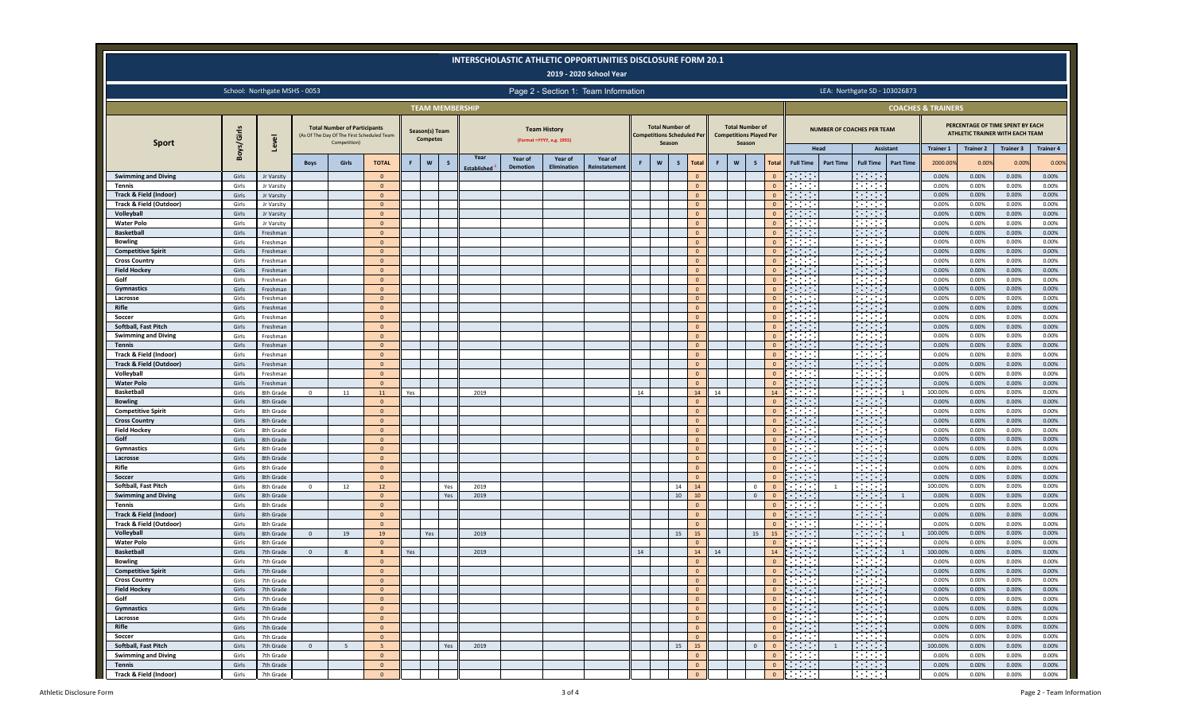# INTERSCHOLASTIC ATHLETIC OPPORTUNITIES DISCLOSURE FORM 20.1

## 2019 - 2020 School Year

School: Northgate MSHS - 0053

Page 2 - Section 1: Team Information

LEA: Northgate SD - 103026873

| Sport | Boys/Girls | Level | TEAM MEMBERSHIP: Total Number of Participants (As Of The Day Of The First Scheduled Team Competition) | | | Season(s) Team Competes | | | Team History (Format =YYYY, e.g. 1995) | | | | Total Number of Competitions Scheduled Per Season | | | | Total Number of Competitions Played Per Season | | | | COACHES & TRAINERS: Number of Coaches Per Team | | | | Percentage of Time Spent by Each Athletic Trainer with Each Team | | | |
|---|---|---|---|---|---|---|---|---|---|---|---|---|---|---|---|---|---|---|---|---|---|---|---|---|---|---|---|---|
| | | | | | | | | | | | | | | | | | | | | | Head | | Assistant | | Trainer 1 | Trainer 2 | Trainer 3 | Trainer 4 |
| | | | Boys | Girls | TOTAL | F | W | S | Year Established | Year of Demotion | Year of Elimination | Year of Reinstatement | F | W | S | Total | F | W | S | Total | Full Time | Part Time | Full Time | Part Time | 2000.00% | 0.00% | 0.00% | 0.00% |
| Swimming and Diving | Girls | Jr Varsity | | | 0 | | | | | | | | | | | 0 | | | | 0 | | | | | 0.00% | 0.00% | 0.00% | 0.00% |
| Tennis | Girls | Jr Varsity | | | 0 | | | | | | | | | | | 0 | | | | 0 | | | | | 0.00% | 0.00% | 0.00% | 0.00% |
| Track & Field (Indoor) | Girls | Jr Varsity | | | 0 | | | | | | | | | | | 0 | | | | 0 | | | | | 0.00% | 0.00% | 0.00% | 0.00% |
| Track & Field (Outdoor) | Girls | Jr Varsity | | | 0 | | | | | | | | | | | 0 | | | | 0 | | | | | 0.00% | 0.00% | 0.00% | 0.00% |
| Volleyball | Girls | Jr Varsity | | | 0 | | | | | | | | | | | 0 | | | | 0 | | | | | 0.00% | 0.00% | 0.00% | 0.00% |
| Water Polo | Girls | Jr Varsity | | | 0 | | | | | | | | | | | 0 | | | | 0 | | | | | 0.00% | 0.00% | 0.00% | 0.00% |
| Basketball | Girls | Freshman | | | 0 | | | | | | | | | | | 0 | | | | 0 | | | | | 0.00% | 0.00% | 0.00% | 0.00% |
| Bowling | Girls | Freshman | | | 0 | | | | | | | | | | | 0 | | | | 0 | | | | | 0.00% | 0.00% | 0.00% | 0.00% |
| Competitive Spirit | Girls | Freshman | | | 0 | | | | | | | | | | | 0 | | | | 0 | | | | | 0.00% | 0.00% | 0.00% | 0.00% |
| Cross Country | Girls | Freshman | | | 0 | | | | | | | | | | | 0 | | | | 0 | | | | | 0.00% | 0.00% | 0.00% | 0.00% |
| Field Hockey | Girls | Freshman | | | 0 | | | | | | | | | | | 0 | | | | 0 | | | | | 0.00% | 0.00% | 0.00% | 0.00% |
| Golf | Girls | Freshman | | | 0 | | | | | | | | | | | 0 | | | | 0 | | | | | 0.00% | 0.00% | 0.00% | 0.00% |
| Gymnastics | Girls | Freshman | | | 0 | | | | | | | | | | | 0 | | | | 0 | | | | | 0.00% | 0.00% | 0.00% | 0.00% |
| Lacrosse | Girls | Freshman | | | 0 | | | | | | | | | | | 0 | | | | 0 | | | | | 0.00% | 0.00% | 0.00% | 0.00% |
| Rifle | Girls | Freshman | | | 0 | | | | | | | | | | | 0 | | | | 0 | | | | | 0.00% | 0.00% | 0.00% | 0.00% |
| Soccer | Girls | Freshman | | | 0 | | | | | | | | | | | 0 | | | | 0 | | | | | 0.00% | 0.00% | 0.00% | 0.00% |
| Softball, Fast Pitch | Girls | Freshman | | | 0 | | | | | | | | | | | 0 | | | | 0 | | | | | 0.00% | 0.00% | 0.00% | 0.00% |
| Swimming and Diving | Girls | Freshman | | | 0 | | | | | | | | | | | 0 | | | | 0 | | | | | 0.00% | 0.00% | 0.00% | 0.00% |
| Tennis | Girls | Freshman | | | 0 | | | | | | | | | | | 0 | | | | 0 | | | | | 0.00% | 0.00% | 0.00% | 0.00% |
| Track & Field (Indoor) | Girls | Freshman | | | 0 | | | | | | | | | | | 0 | | | | 0 | | | | | 0.00% | 0.00% | 0.00% | 0.00% |
| Track & Field (Outdoor) | Girls | Freshman | | | 0 | | | | | | | | | | | 0 | | | | 0 | | | | | 0.00% | 0.00% | 0.00% | 0.00% |
| Volleyball | Girls | Freshman | | | 0 | | | | | | | | | | | 0 | | | | 0 | | | | | 0.00% | 0.00% | 0.00% | 0.00% |
| Water Polo | Girls | Freshman | | | 0 | | | | | | | | | | | 0 | | | | 0 | | | | | 0.00% | 0.00% | 0.00% | 0.00% |
| Basketball | Girls | 8th Grade | 0 | 11 | 11 | Yes | | | 2019 | | | | 14 | | | 14 | 14 | | | 14 | | | | 1 | 100.00% | 0.00% | 0.00% | 0.00% |
| Bowling | Girls | 8th Grade | | | 0 | | | | | | | | | | | 0 | | | | 0 | | | | | 0.00% | 0.00% | 0.00% | 0.00% |
| Competitive Spirit | Girls | 8th Grade | | | 0 | | | | | | | | | | | 0 | | | | 0 | | | | | 0.00% | 0.00% | 0.00% | 0.00% |
| Cross Country | Girls | 8th Grade | | | 0 | | | | | | | | | | | 0 | | | | 0 | | | | | 0.00% | 0.00% | 0.00% | 0.00% |
| Field Hockey | Girls | 8th Grade | | | 0 | | | | | | | | | | | 0 | | | | 0 | | | | | 0.00% | 0.00% | 0.00% | 0.00% |
| Golf | Girls | 8th Grade | | | 0 | | | | | | | | | | | 0 | | | | 0 | | | | | 0.00% | 0.00% | 0.00% | 0.00% |
| Gymnastics | Girls | 8th Grade | | | 0 | | | | | | | | | | | 0 | | | | 0 | | | | | 0.00% | 0.00% | 0.00% | 0.00% |
| Lacrosse | Girls | 8th Grade | | | 0 | | | | | | | | | | | 0 | | | | 0 | | | | | 0.00% | 0.00% | 0.00% | 0.00% |
| Rifle | Girls | 8th Grade | | | 0 | | | | | | | | | | | 0 | | | | 0 | | | | | 0.00% | 0.00% | 0.00% | 0.00% |
| Soccer | Girls | 8th Grade | | | 0 | | | | | | | | | | | 0 | | | | 0 | | | | | 0.00% | 0.00% | 0.00% | 0.00% |
| Softball, Fast Pitch | Girls | 8th Grade | 0 | 12 | 12 | | | Yes | 2019 | | | | | | 14 | 14 | | | 0 | 0 | | 1 | | | 100.00% | 0.00% | 0.00% | 0.00% |
| Swimming and Diving | Girls | 8th Grade | | | 0 | | | Yes | 2019 | | | | | | 10 | 10 | | | 0 | 0 | | | | 1 | 0.00% | 0.00% | 0.00% | 0.00% |
| Tennis | Girls | 8th Grade | | | 0 | | | | | | | | | | | 0 | | | | 0 | | | | | 0.00% | 0.00% | 0.00% | 0.00% |
| Track & Field (Indoor) | Girls | 8th Grade | | | 0 | | | | | | | | | | | 0 | | | | 0 | | | | | 0.00% | 0.00% | 0.00% | 0.00% |
| Track & Field (Outdoor) | Girls | 8th Grade | | | 0 | | | | | | | | | | | 0 | | | | 0 | | | | | 0.00% | 0.00% | 0.00% | 0.00% |
| Volleyball | Girls | 8th Grade | 0 | 19 | 19 | | Yes | | 2019 | | | | | | 15 | 15 | | | 15 | 15 | | | | 1 | 100.00% | 0.00% | 0.00% | 0.00% |
| Water Polo | Girls | 8th Grade | | | 0 | | | | | | | | | | | 0 | | | | 0 | | | | | 0.00% | 0.00% | 0.00% | 0.00% |
| Basketball | Girls | 7th Grade | 0 | 8 | 8 | Yes | | | 2019 | | | | 14 | | | 14 | 14 | | | 14 | | | | 1 | 100.00% | 0.00% | 0.00% | 0.00% |
| Bowling | Girls | 7th Grade | | | 0 | | | | | | | | | | | 0 | | | | 0 | | | | | 0.00% | 0.00% | 0.00% | 0.00% |
| Competitive Spirit | Girls | 7th Grade | | | 0 | | | | | | | | | | | 0 | | | | 0 | | | | | 0.00% | 0.00% | 0.00% | 0.00% |
| Cross Country | Girls | 7th Grade | | | 0 | | | | | | | | | | | 0 | | | | 0 | | | | | 0.00% | 0.00% | 0.00% | 0.00% |
| Field Hockey | Girls | 7th Grade | | | 0 | | | | | | | | | | | 0 | | | | 0 | | | | | 0.00% | 0.00% | 0.00% | 0.00% |
| Golf | Girls | 7th Grade | | | 0 | | | | | | | | | | | 0 | | | | 0 | | | | | 0.00% | 0.00% | 0.00% | 0.00% |
| Gymnastics | Girls | 7th Grade | | | 0 | | | | | | | | | | | 0 | | | | 0 | | | | | 0.00% | 0.00% | 0.00% | 0.00% |
| Lacrosse | Girls | 7th Grade | | | 0 | | | | | | | | | | | 0 | | | | 0 | | | | | 0.00% | 0.00% | 0.00% | 0.00% |
| Rifle | Girls | 7th Grade | | | 0 | | | | | | | | | | | 0 | | | | 0 | | | | | 0.00% | 0.00% | 0.00% | 0.00% |
| Soccer | Girls | 7th Grade | | | 0 | | | | | | | | | | | 0 | | | | 0 | | | | | 0.00% | 0.00% | 0.00% | 0.00% |
| Softball, Fast Pitch | Girls | 7th Grade | 0 | 5 | 5 | | | Yes | 2019 | | | | | | 15 | 15 | | | 0 | 0 | | 1 | | | 100.00% | 0.00% | 0.00% | 0.00% |
| Swimming and Diving | Girls | 7th Grade | | | 0 | | | | | | | | | | | 0 | | | | 0 | | | | | 0.00% | 0.00% | 0.00% | 0.00% |
| Tennis | Girls | 7th Grade | | | 0 | | | | | | | | | | | 0 | | | | 0 | | | | | 0.00% | 0.00% | 0.00% | 0.00% |
| Track & Field (Indoor) | Girls | 7th Grade | | | 0 | | | | | | | | | | | 0 | | | | 0 | | | | | 0.00% | 0.00% | 0.00% | 0.00% |

Athletic Disclosure Form

Page 2 - Team Information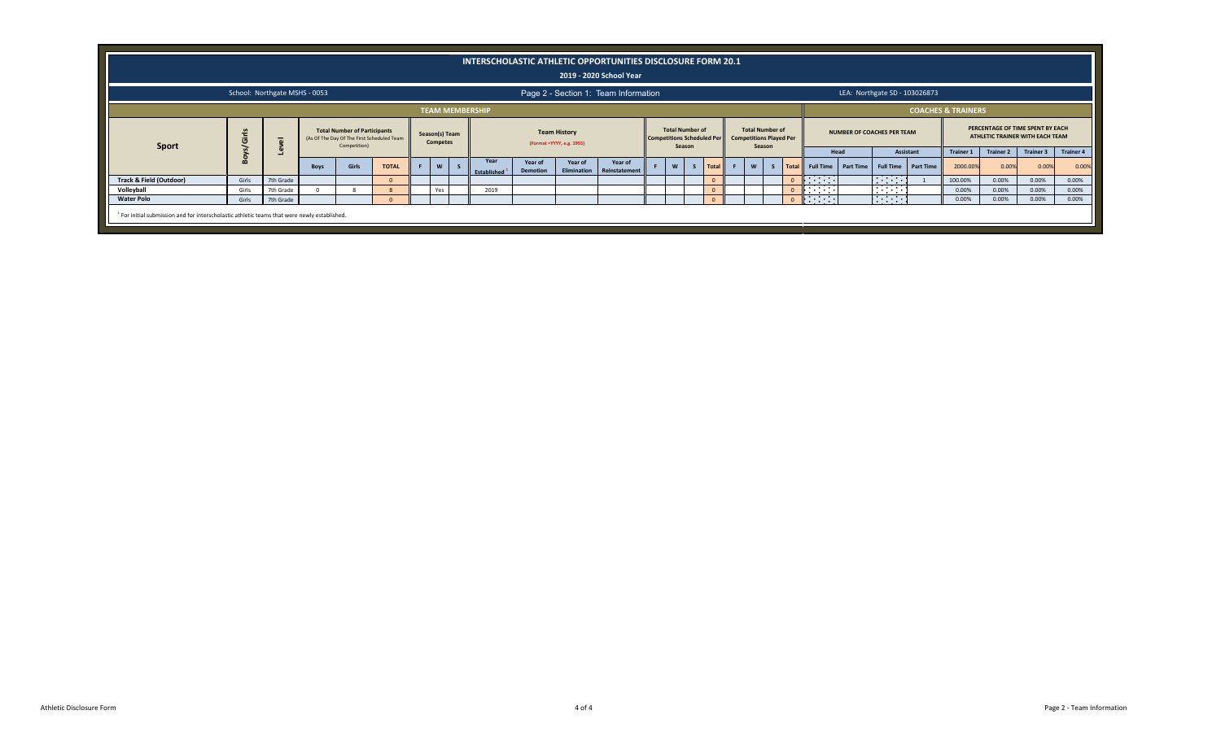# INTERSCHOLASTIC ATHLETIC OPPORTUNITIES DISCLOSURE FORM 20.1

## 2019 - 2020 School Year

School: Northgate MSHS - 0053

Page 2 - Section 1: Team Information

LEA: Northgate SD - 103026873

| | | | TEAM MEMBERSHIP | | | | | | | | | | | | | | | | | | | | | COACHES & TRAINERS | | | | | | | |
|---|---|---|---|---|---|---|---|---|---|---|---|---|---|---|---|---|---|---|---|---|---|---|---|---|---|---|---|---|---|---|---|
| Sport | Boys/Girls | Level | Total Number of Participants (As Of The Day Of The First Scheduled Team Competition) | | | Season(s) Team Competes | | | Team History (Format =YYYY, e.g. 1955) | | | | Total Number of Competitions Scheduled Per Season | | | | Total Number of Competitions Played Per Season | | | | NUMBER OF COACHES PER TEAM | | | | PERCENTAGE OF TIME SPENT BY EACH ATHLETIC TRAINER WITH EACH TEAM | | | |
| | | | | | | | | | | | | | | | | | | | | | Head | | Assistant | | Trainer 1 | Trainer 2 | Trainer 3 | Trainer 4 |
| | | | Boys | Girls | TOTAL | F | W | S | Year Established [1] | Year of Demotion | Year of Elimination | Year of Reinstatement | F | W | S | Total | F | W | S | Total | Full Time | Part Time | Full Time | Part Time | 2000.00% | 0.00% | 0.00% | 0.00% |
| Track & Field (Outdoor) | Girls | 7th Grade | | | 0 | | | | | | | | | | | 0 | | | | 0 | | | | 1 | 100.00% | 0.00% | 0.00% | 0.00% |
| Volleyball | Girls | 7th Grade | 0 | 8 | 8 | | Yes | | 2019 | | | | | | | 0 | | | | 0 | | | | | 0.00% | 0.00% | 0.00% | 0.00% |
| Water Polo | Girls | 7th Grade | | | 0 | | | | | | | | | | | 0 | | | | 0 | | | | | 0.00% | 0.00% | 0.00% | 0.00% |

[1] For initial submission and for interscholastic athletic teams that were newly established.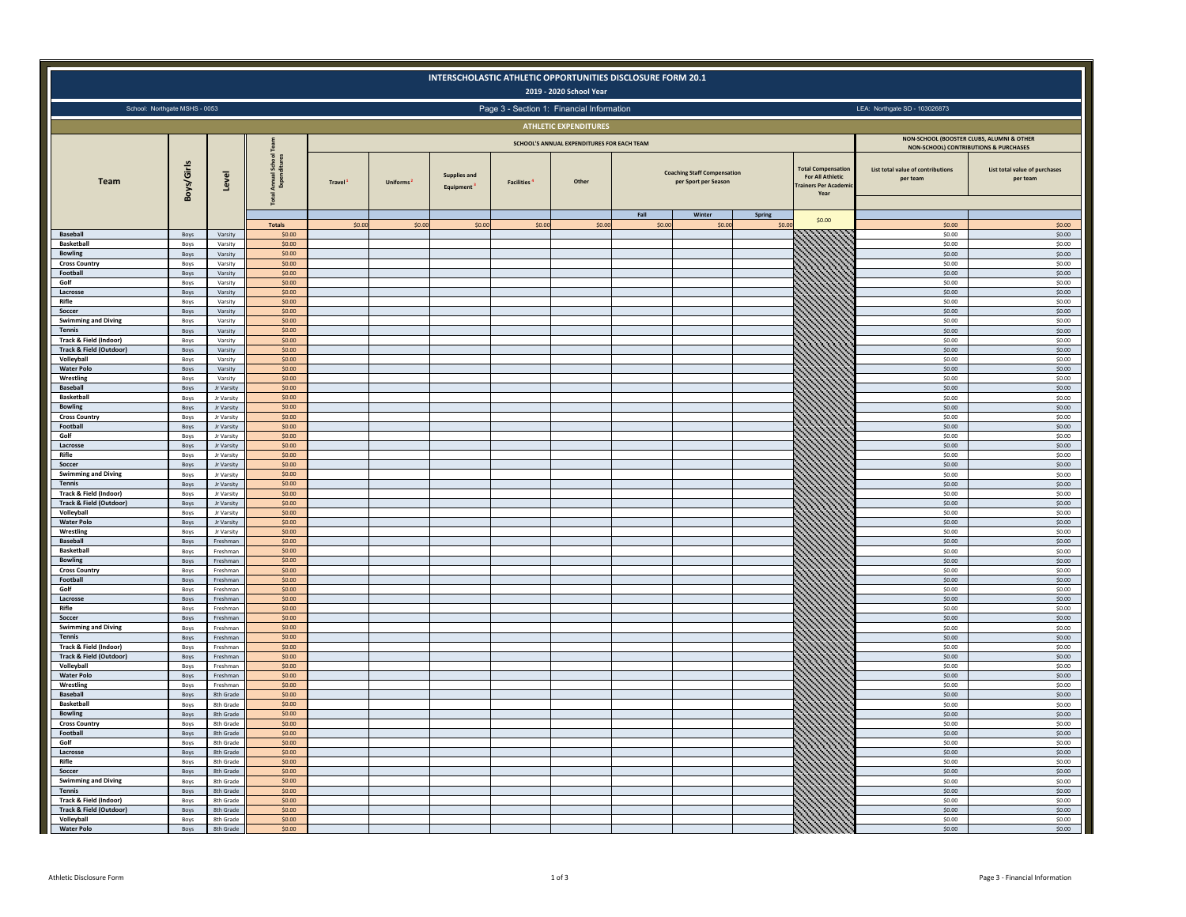# INTERSCHOLASTIC ATHLETIC OPPORTUNITIES DISCLOSURE FORM 20.1

## 2019 - 2020 School Year

School: Northgate MSHS - 0053

Page 3 - Section 1: Financial Information

LEA: Northgate SD - 103026873

### ATHLETIC EXPENDITURES

| Team | Boys/Girls | Level | Total Annual School Team Expenditures | SCHOOL'S ANNUAL EXPENDITURES FOR EACH TEAM | | | | | | | | | NON-SCHOOL (BOOSTER CLUBS, ALUMNI & OTHER NON-SCHOOL) CONTRIBUTIONS & PURCHASES | |
|---|---|---|---|---|---|---|---|---|---|---|---|---|---|---|
| | | | | Travel [1] | Uniforms [2] | Supplies and Equipment [3] | Facilities [4] | Other | Coaching Staff Compensation per Sport per Season | | | Total Compensation For All Athletic Trainers Per Academic Year | List total value of contributions per team | List total value of purchases per team |
| | | | | | | | | | Fall | Winter | Spring | | | |
| | | | Totals | $0.00 | $0.00 | $0.00 | $0.00 | $0.00 | $0.00 | $0.00 | $0.00 | $0.00 | $0.00 | $0.00 |
| Baseball | Boys | Varsity | $0.00 | | | | | | | | | | $0.00 | $0.00 |
| Basketball | Boys | Varsity | $0.00 | | | | | | | | | | $0.00 | $0.00 |
| Bowling | Boys | Varsity | $0.00 | | | | | | | | | | $0.00 | $0.00 |
| Cross Country | Boys | Varsity | $0.00 | | | | | | | | | | $0.00 | $0.00 |
| Football | Boys | Varsity | $0.00 | | | | | | | | | | $0.00 | $0.00 |
| Golf | Boys | Varsity | $0.00 | | | | | | | | | | $0.00 | $0.00 |
| Lacrosse | Boys | Varsity | $0.00 | | | | | | | | | | $0.00 | $0.00 |
| Rifle | Boys | Varsity | $0.00 | | | | | | | | | | $0.00 | $0.00 |
| Soccer | Boys | Varsity | $0.00 | | | | | | | | | | $0.00 | $0.00 |
| Swimming and Diving | Boys | Varsity | $0.00 | | | | | | | | | | $0.00 | $0.00 |
| Tennis | Boys | Varsity | $0.00 | | | | | | | | | | $0.00 | $0.00 |
| Track & Field (Indoor) | Boys | Varsity | $0.00 | | | | | | | | | | $0.00 | $0.00 |
| Track & Field (Outdoor) | Boys | Varsity | $0.00 | | | | | | | | | | $0.00 | $0.00 |
| Volleyball | Boys | Varsity | $0.00 | | | | | | | | | | $0.00 | $0.00 |
| Water Polo | Boys | Varsity | $0.00 | | | | | | | | | | $0.00 | $0.00 |
| Wrestling | Boys | Varsity | $0.00 | | | | | | | | | | $0.00 | $0.00 |
| Baseball | Boys | Jr Varsity | $0.00 | | | | | | | | | | $0.00 | $0.00 |
| Basketball | Boys | Jr Varsity | $0.00 | | | | | | | | | | $0.00 | $0.00 |
| Bowling | Boys | Jr Varsity | $0.00 | | | | | | | | | | $0.00 | $0.00 |
| Cross Country | Boys | Jr Varsity | $0.00 | | | | | | | | | | $0.00 | $0.00 |
| Football | Boys | Jr Varsity | $0.00 | | | | | | | | | | $0.00 | $0.00 |
| Golf | Boys | Jr Varsity | $0.00 | | | | | | | | | | $0.00 | $0.00 |
| Lacrosse | Boys | Jr Varsity | $0.00 | | | | | | | | | | $0.00 | $0.00 |
| Rifle | Boys | Jr Varsity | $0.00 | | | | | | | | | | $0.00 | $0.00 |
| Soccer | Boys | Jr Varsity | $0.00 | | | | | | | | | | $0.00 | $0.00 |
| Swimming and Diving | Boys | Jr Varsity | $0.00 | | | | | | | | | | $0.00 | $0.00 |
| Tennis | Boys | Jr Varsity | $0.00 | | | | | | | | | | $0.00 | $0.00 |
| Track & Field (Indoor) | Boys | Jr Varsity | $0.00 | | | | | | | | | | $0.00 | $0.00 |
| Track & Field (Outdoor) | Boys | Jr Varsity | $0.00 | | | | | | | | | | $0.00 | $0.00 |
| Volleyball | Boys | Jr Varsity | $0.00 | | | | | | | | | | $0.00 | $0.00 |
| Water Polo | Boys | Jr Varsity | $0.00 | | | | | | | | | | $0.00 | $0.00 |
| Wrestling | Boys | Jr Varsity | $0.00 | | | | | | | | | | $0.00 | $0.00 |
| Baseball | Boys | Freshman | $0.00 | | | | | | | | | | $0.00 | $0.00 |
| Basketball | Boys | Freshman | $0.00 | | | | | | | | | | $0.00 | $0.00 |
| Bowling | Boys | Freshman | $0.00 | | | | | | | | | | $0.00 | $0.00 |
| Cross Country | Boys | Freshman | $0.00 | | | | | | | | | | $0.00 | $0.00 |
| Football | Boys | Freshman | $0.00 | | | | | | | | | | $0.00 | $0.00 |
| Golf | Boys | Freshman | $0.00 | | | | | | | | | | $0.00 | $0.00 |
| Lacrosse | Boys | Freshman | $0.00 | | | | | | | | | | $0.00 | $0.00 |
| Rifle | Boys | Freshman | $0.00 | | | | | | | | | | $0.00 | $0.00 |
| Soccer | Boys | Freshman | $0.00 | | | | | | | | | | $0.00 | $0.00 |
| Swimming and Diving | Boys | Freshman | $0.00 | | | | | | | | | | $0.00 | $0.00 |
| Tennis | Boys | Freshman | $0.00 | | | | | | | | | | $0.00 | $0.00 |
| Track & Field (Indoor) | Boys | Freshman | $0.00 | | | | | | | | | | $0.00 | $0.00 |
| Track & Field (Outdoor) | Boys | Freshman | $0.00 | | | | | | | | | | $0.00 | $0.00 |
| Volleyball | Boys | Freshman | $0.00 | | | | | | | | | | $0.00 | $0.00 |
| Water Polo | Boys | Freshman | $0.00 | | | | | | | | | | $0.00 | $0.00 |
| Wrestling | Boys | Freshman | $0.00 | | | | | | | | | | $0.00 | $0.00 |
| Baseball | Boys | 8th Grade | $0.00 | | | | | | | | | | $0.00 | $0.00 |
| Basketball | Boys | 8th Grade | $0.00 | | | | | | | | | | $0.00 | $0.00 |
| Bowling | Boys | 8th Grade | $0.00 | | | | | | | | | | $0.00 | $0.00 |
| Cross Country | Boys | 8th Grade | $0.00 | | | | | | | | | | $0.00 | $0.00 |
| Football | Boys | 8th Grade | $0.00 | | | | | | | | | | $0.00 | $0.00 |
| Golf | Boys | 8th Grade | $0.00 | | | | | | | | | | $0.00 | $0.00 |
| Lacrosse | Boys | 8th Grade | $0.00 | | | | | | | | | | $0.00 | $0.00 |
| Rifle | Boys | 8th Grade | $0.00 | | | | | | | | | | $0.00 | $0.00 |
| Soccer | Boys | 8th Grade | $0.00 | | | | | | | | | | $0.00 | $0.00 |
| Swimming and Diving | Boys | 8th Grade | $0.00 | | | | | | | | | | $0.00 | $0.00 |
| Tennis | Boys | 8th Grade | $0.00 | | | | | | | | | | $0.00 | $0.00 |
| Track & Field (Indoor) | Boys | 8th Grade | $0.00 | | | | | | | | | | $0.00 | $0.00 |
| Track & Field (Outdoor) | Boys | 8th Grade | $0.00 | | | | | | | | | | $0.00 | $0.00 |
| Volleyball | Boys | 8th Grade | $0.00 | | | | | | | | | | $0.00 | $0.00 |
| Water Polo | Boys | 8th Grade | $0.00 | | | | | | | | | | $0.00 | $0.00 |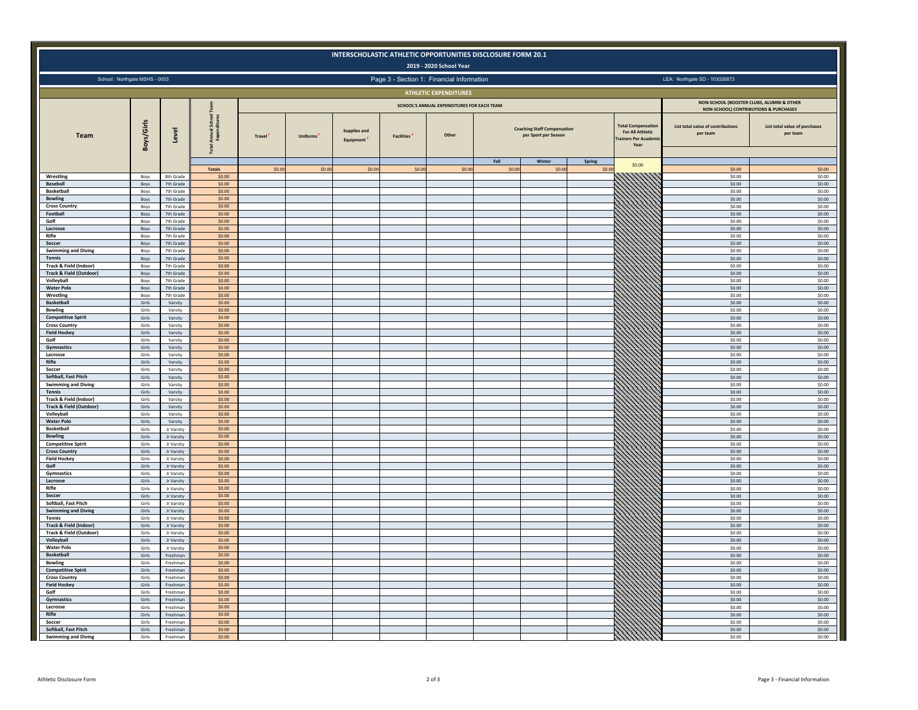# INTERSCHOLASTIC ATHLETIC OPPORTUNITIES DISCLOSURE FORM 20.1

**2019 - 2020 School Year**

School: Northgate MSHS - 0053 | Page 3 - Section 1: Financial Information | LEA: Northgate SD - 103026873

## ATHLETIC EXPENDITURES

| Team | Boys/Girls | Level | Total Annual School Team Expenditures | SCHOOL'S ANNUAL EXPENDITURES FOR EACH TEAM | | | | | | | | Total Compensation For All Athletic Trainers Per Academic Year | NON-SCHOOL (BOOSTER CLUBS, ALUMNI & OTHER NON-SCHOOL) CONTRIBUTIONS & PURCHASES | |
|---|---|---|---|---|---|---|---|---|---|---|---|---|---|---|
| | | | | Travel[1] | Uniforms[2] | Supplies and Equipment[3] | Facilities[4] | Other | Coaching Staff Compensation per Sport per Season | | | | List total value of contributions per team | List total value of purchases per team |
| | | | | | | | | | Fall | Winter | Spring | | | |
| | | | Totals | $0.00 | $0.00 | $0.00 | $0.00 | $0.00 | $0.00 | $0.00 | $0.00 | $0.00 | $0.00 | $0.00 |
| Wrestling | Boys | 8th Grade | $0.00 | | | | | | | | | | $0.00 | $0.00 |
| Baseball | Boys | 7th Grade | $0.00 | | | | | | | | | | $0.00 | $0.00 |
| Basketball | Boys | 7th Grade | $0.00 | | | | | | | | | | $0.00 | $0.00 |
| Bowling | Boys | 7th Grade | $0.00 | | | | | | | | | | $0.00 | $0.00 |
| Cross Country | Boys | 7th Grade | $0.00 | | | | | | | | | | $0.00 | $0.00 |
| Football | Boys | 7th Grade | $0.00 | | | | | | | | | | $0.00 | $0.00 |
| Golf | Boys | 7th Grade | $0.00 | | | | | | | | | | $0.00 | $0.00 |
| Lacrosse | Boys | 7th Grade | $0.00 | | | | | | | | | | $0.00 | $0.00 |
| Rifle | Boys | 7th Grade | $0.00 | | | | | | | | | | $0.00 | $0.00 |
| Soccer | Boys | 7th Grade | $0.00 | | | | | | | | | | $0.00 | $0.00 |
| Swimming and Diving | Boys | 7th Grade | $0.00 | | | | | | | | | | $0.00 | $0.00 |
| Tennis | Boys | 7th Grade | $0.00 | | | | | | | | | | $0.00 | $0.00 |
| Track & Field (Indoor) | Boys | 7th Grade | $0.00 | | | | | | | | | | $0.00 | $0.00 |
| Track & Field (Outdoor) | Boys | 7th Grade | $0.00 | | | | | | | | | | $0.00 | $0.00 |
| Volleyball | Boys | 7th Grade | $0.00 | | | | | | | | | | $0.00 | $0.00 |
| Water Polo | Boys | 7th Grade | $0.00 | | | | | | | | | | $0.00 | $0.00 |
| Wrestling | Boys | 7th Grade | $0.00 | | | | | | | | | | $0.00 | $0.00 |
| Basketball | Girls | Varsity | $0.00 | | | | | | | | | | $0.00 | $0.00 |
| Bowling | Girls | Varsity | $0.00 | | | | | | | | | | $0.00 | $0.00 |
| Competitive Spirit | Girls | Varsity | $0.00 | | | | | | | | | | $0.00 | $0.00 |
| Cross Country | Girls | Varsity | $0.00 | | | | | | | | | | $0.00 | $0.00 |
| Field Hockey | Girls | Varsity | $0.00 | | | | | | | | | | $0.00 | $0.00 |
| Golf | Girls | Varsity | $0.00 | | | | | | | | | | $0.00 | $0.00 |
| Gymnastics | Girls | Varsity | $0.00 | | | | | | | | | | $0.00 | $0.00 |
| Lacrosse | Girls | Varsity | $0.00 | | | | | | | | | | $0.00 | $0.00 |
| Rifle | Girls | Varsity | $0.00 | | | | | | | | | | $0.00 | $0.00 |
| Soccer | Girls | Varsity | $0.00 | | | | | | | | | | $0.00 | $0.00 |
| Softball, Fast Pitch | Girls | Varsity | $0.00 | | | | | | | | | | $0.00 | $0.00 |
| Swimming and Diving | Girls | Varsity | $0.00 | | | | | | | | | | $0.00 | $0.00 |
| Tennis | Girls | Varsity | $0.00 | | | | | | | | | | $0.00 | $0.00 |
| Track & Field (Indoor) | Girls | Varsity | $0.00 | | | | | | | | | | $0.00 | $0.00 |
| Track & Field (Outdoor) | Girls | Varsity | $0.00 | | | | | | | | | | $0.00 | $0.00 |
| Volleyball | Girls | Varsity | $0.00 | | | | | | | | | | $0.00 | $0.00 |
| Water Polo | Girls | Varsity | $0.00 | | | | | | | | | | $0.00 | $0.00 |
| Basketball | Girls | Jr Varsity | $0.00 | | | | | | | | | | $0.00 | $0.00 |
| Bowling | Girls | Jr Varsity | $0.00 | | | | | | | | | | $0.00 | $0.00 |
| Competitive Spirit | Girls | Jr Varsity | $0.00 | | | | | | | | | | $0.00 | $0.00 |
| Cross Country | Girls | Jr Varsity | $0.00 | | | | | | | | | | $0.00 | $0.00 |
| Field Hockey | Girls | Jr Varsity | $0.00 | | | | | | | | | | $0.00 | $0.00 |
| Golf | Girls | Jr Varsity | $0.00 | | | | | | | | | | $0.00 | $0.00 |
| Gymnastics | Girls | Jr Varsity | $0.00 | | | | | | | | | | $0.00 | $0.00 |
| Lacrosse | Girls | Jr Varsity | $0.00 | | | | | | | | | | $0.00 | $0.00 |
| Rifle | Girls | Jr Varsity | $0.00 | | | | | | | | | | $0.00 | $0.00 |
| Soccer | Girls | Jr Varsity | $0.00 | | | | | | | | | | $0.00 | $0.00 |
| Softball, Fast Pitch | Girls | Jr Varsity | $0.00 | | | | | | | | | | $0.00 | $0.00 |
| Swimming and Diving | Girls | Jr Varsity | $0.00 | | | | | | | | | | $0.00 | $0.00 |
| Tennis | Girls | Jr Varsity | $0.00 | | | | | | | | | | $0.00 | $0.00 |
| Track & Field (Indoor) | Girls | Jr Varsity | $0.00 | | | | | | | | | | $0.00 | $0.00 |
| Track & Field (Outdoor) | Girls | Jr Varsity | $0.00 | | | | | | | | | | $0.00 | $0.00 |
| Volleyball | Girls | Jr Varsity | $0.00 | | | | | | | | | | $0.00 | $0.00 |
| Water Polo | Girls | Jr Varsity | $0.00 | | | | | | | | | | $0.00 | $0.00 |
| Basketball | Girls | Freshman | $0.00 | | | | | | | | | | $0.00 | $0.00 |
| Bowling | Girls | Freshman | $0.00 | | | | | | | | | | $0.00 | $0.00 |
| Competitive Spirit | Girls | Freshman | $0.00 | | | | | | | | | | $0.00 | $0.00 |
| Cross Country | Girls | Freshman | $0.00 | | | | | | | | | | $0.00 | $0.00 |
| Field Hockey | Girls | Freshman | $0.00 | | | | | | | | | | $0.00 | $0.00 |
| Golf | Girls | Freshman | $0.00 | | | | | | | | | | $0.00 | $0.00 |
| Gymnastics | Girls | Freshman | $0.00 | | | | | | | | | | $0.00 | $0.00 |
| Lacrosse | Girls | Freshman | $0.00 | | | | | | | | | | $0.00 | $0.00 |
| Rifle | Girls | Freshman | $0.00 | | | | | | | | | | $0.00 | $0.00 |
| Soccer | Girls | Freshman | $0.00 | | | | | | | | | | $0.00 | $0.00 |
| Softball, Fast Pitch | Girls | Freshman | $0.00 | | | | | | | | | | $0.00 | $0.00 |
| Swimming and Diving | Girls | Freshman | $0.00 | | | | | | | | | | $0.00 | $0.00 |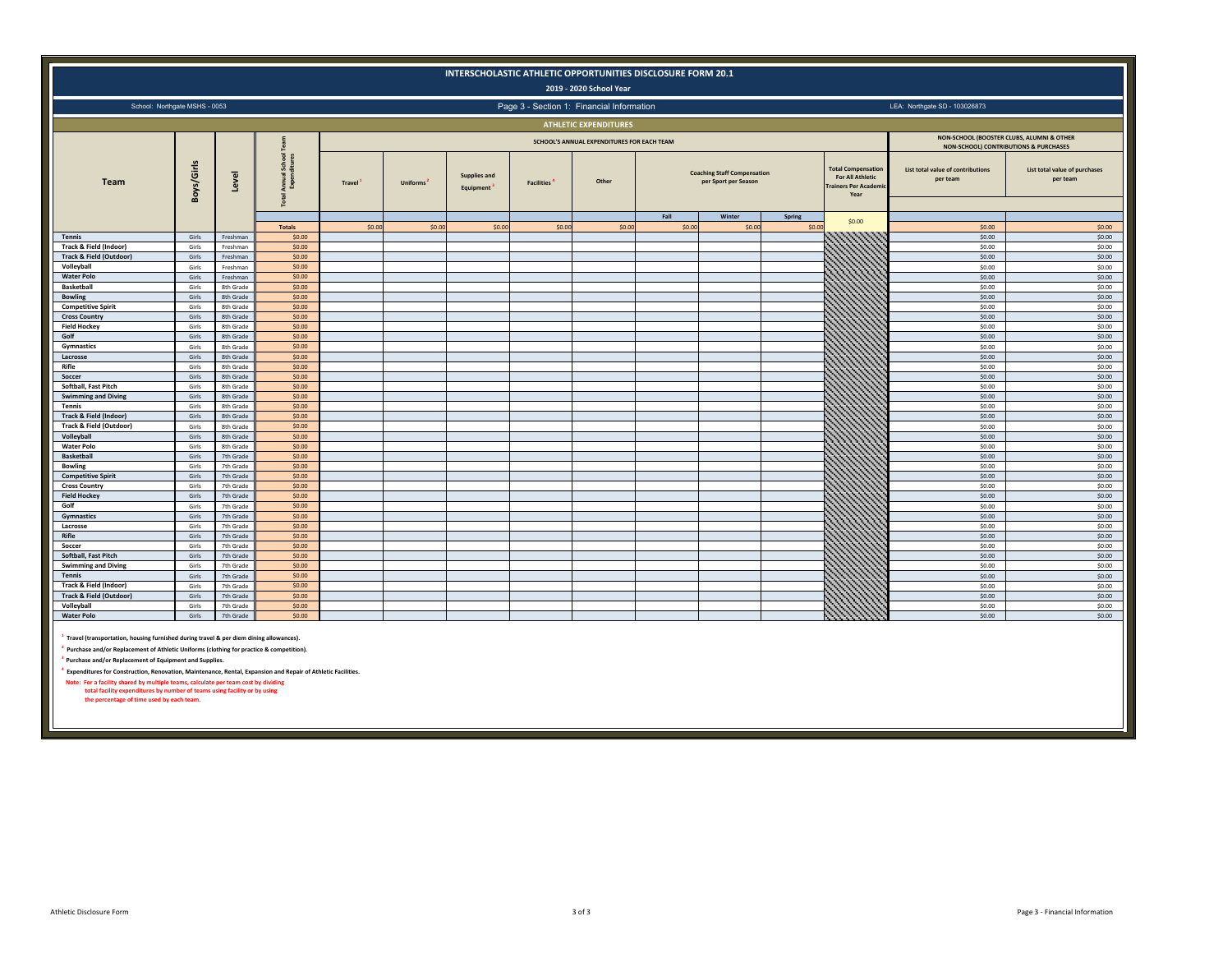# INTERSCHOLASTIC ATHLETIC OPPORTUNITIES DISCLOSURE FORM 20.1

**2019 - 2020 School Year**

School: Northgate MSHS - 0053 | Page 3 - Section 1: Financial Information | LEA: Northgate SD - 103026873

## ATHLETIC EXPENDITURES

| Team | Boys/Girls | Level | Total Annual School Team Expenditures | SCHOOL'S ANNUAL EXPENDITURES FOR EACH TEAM | | | | | | | | Total Compensation For All Athletic Trainers Per Academic Year | NON-SCHOOL (BOOSTER CLUBS, ALUMNI & OTHER NON-SCHOOL) CONTRIBUTIONS & PURCHASES | |
|---|---|---|---|---|---|---|---|---|---|---|---|---|---|---|
| | | | | Travel[1] | Uniforms[2] | Supplies and Equipment[3] | Facilities[4] | Other | Coaching Staff Compensation per Sport per Season | | | | List total value of contributions per team | List total value of purchases per team |
| | | | | | | | | | Fall | Winter | Spring | | | |
| | | | Totals | $0.00 | $0.00 | $0.00 | $0.00 | $0.00 | $0.00 | $0.00 | $0.00 | $0.00 | $0.00 | $0.00 |
| Tennis | Girls | Freshman | $0.00 | | | | | | | | | | $0.00 | $0.00 |
| Track & Field (Indoor) | Girls | Freshman | $0.00 | | | | | | | | | | $0.00 | $0.00 |
| Track & Field (Outdoor) | Girls | Freshman | $0.00 | | | | | | | | | | $0.00 | $0.00 |
| Volleyball | Girls | Freshman | $0.00 | | | | | | | | | | $0.00 | $0.00 |
| Water Polo | Girls | Freshman | $0.00 | | | | | | | | | | $0.00 | $0.00 |
| Basketball | Girls | 8th Grade | $0.00 | | | | | | | | | | $0.00 | $0.00 |
| Bowling | Girls | 8th Grade | $0.00 | | | | | | | | | | $0.00 | $0.00 |
| Competitive Spirit | Girls | 8th Grade | $0.00 | | | | | | | | | | $0.00 | $0.00 |
| Cross Country | Girls | 8th Grade | $0.00 | | | | | | | | | | $0.00 | $0.00 |
| Field Hockey | Girls | 8th Grade | $0.00 | | | | | | | | | | $0.00 | $0.00 |
| Golf | Girls | 8th Grade | $0.00 | | | | | | | | | | $0.00 | $0.00 |
| Gymnastics | Girls | 8th Grade | $0.00 | | | | | | | | | | $0.00 | $0.00 |
| Lacrosse | Girls | 8th Grade | $0.00 | | | | | | | | | | $0.00 | $0.00 |
| Rifle | Girls | 8th Grade | $0.00 | | | | | | | | | | $0.00 | $0.00 |
| Soccer | Girls | 8th Grade | $0.00 | | | | | | | | | | $0.00 | $0.00 |
| Softball, Fast Pitch | Girls | 8th Grade | $0.00 | | | | | | | | | | $0.00 | $0.00 |
| Swimming and Diving | Girls | 8th Grade | $0.00 | | | | | | | | | | $0.00 | $0.00 |
| Tennis | Girls | 8th Grade | $0.00 | | | | | | | | | | $0.00 | $0.00 |
| Track & Field (Indoor) | Girls | 8th Grade | $0.00 | | | | | | | | | | $0.00 | $0.00 |
| Track & Field (Outdoor) | Girls | 8th Grade | $0.00 | | | | | | | | | | $0.00 | $0.00 |
| Volleyball | Girls | 8th Grade | $0.00 | | | | | | | | | | $0.00 | $0.00 |
| Water Polo | Girls | 8th Grade | $0.00 | | | | | | | | | | $0.00 | $0.00 |
| Basketball | Girls | 7th Grade | $0.00 | | | | | | | | | | $0.00 | $0.00 |
| Bowling | Girls | 7th Grade | $0.00 | | | | | | | | | | $0.00 | $0.00 |
| Competitive Spirit | Girls | 7th Grade | $0.00 | | | | | | | | | | $0.00 | $0.00 |
| Cross Country | Girls | 7th Grade | $0.00 | | | | | | | | | | $0.00 | $0.00 |
| Field Hockey | Girls | 7th Grade | $0.00 | | | | | | | | | | $0.00 | $0.00 |
| Golf | Girls | 7th Grade | $0.00 | | | | | | | | | | $0.00 | $0.00 |
| Gymnastics | Girls | 7th Grade | $0.00 | | | | | | | | | | $0.00 | $0.00 |
| Lacrosse | Girls | 7th Grade | $0.00 | | | | | | | | | | $0.00 | $0.00 |
| Rifle | Girls | 7th Grade | $0.00 | | | | | | | | | | $0.00 | $0.00 |
| Soccer | Girls | 7th Grade | $0.00 | | | | | | | | | | $0.00 | $0.00 |
| Softball, Fast Pitch | Girls | 7th Grade | $0.00 | | | | | | | | | | $0.00 | $0.00 |
| Swimming and Diving | Girls | 7th Grade | $0.00 | | | | | | | | | | $0.00 | $0.00 |
| Tennis | Girls | 7th Grade | $0.00 | | | | | | | | | | $0.00 | $0.00 |
| Track & Field (Indoor) | Girls | 7th Grade | $0.00 | | | | | | | | | | $0.00 | $0.00 |
| Track & Field (Outdoor) | Girls | 7th Grade | $0.00 | | | | | | | | | | $0.00 | $0.00 |
| Volleyball | Girls | 7th Grade | $0.00 | | | | | | | | | | $0.00 | $0.00 |
| Water Polo | Girls | 7th Grade | $0.00 | | | | | | | | | | $0.00 | $0.00 |

[1] Travel (transportation, housing furnished during travel & per diem dining allowances).

[2] Purchase and/or Replacement of Athletic Uniforms (clothing for practice & competition).

[3] Purchase and/or Replacement of Equipment and Supplies.

[4] Expenditures for Construction, Renovation, Maintenance, Rental, Expansion and Repair of Athletic Facilities.

Note: For a facility shared by multiple teams, calculate per team cost by dividing total facility expenditures by number of teams using facility or by using the percentage of time used by each team.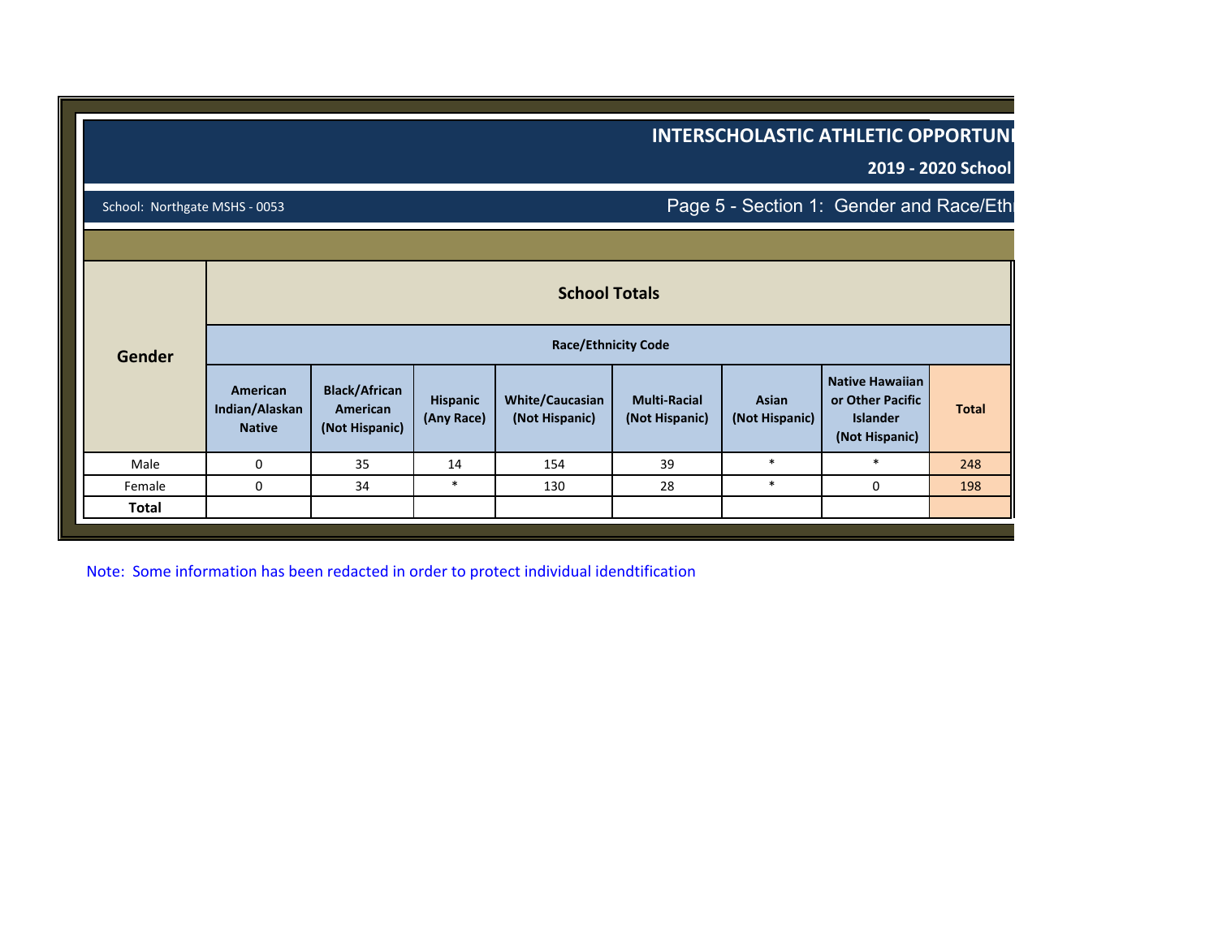## INTERSCHOLASTIC ATHLETIC OPPORTUNI

**2019 - 2020 School**

School: Northgate MSHS - 0053

Page 5 - Section 1: Gender and Race/Ethn

| Gender | School Totals | | | | | | | |
|---|---|---|---|---|---|---|---|---|
| | Race/Ethnicity Code | | | | | | | |
| | American Indian/Alaskan Native | Black/African American (Not Hispanic) | Hispanic (Any Race) | White/Caucasian (Not Hispanic) | Multi-Racial (Not Hispanic) | Asian (Not Hispanic) | Native Hawaiian or Other Pacific Islander (Not Hispanic) | Total |
| Male | 0 | 35 | 14 | 154 | 39 | * | * | 248 |
| Female | 0 | 34 | * | 130 | 28 | * | 0 | 198 |
| **Total** | | | | | | | | |

Note: Some information has been redacted in order to protect individual idendtification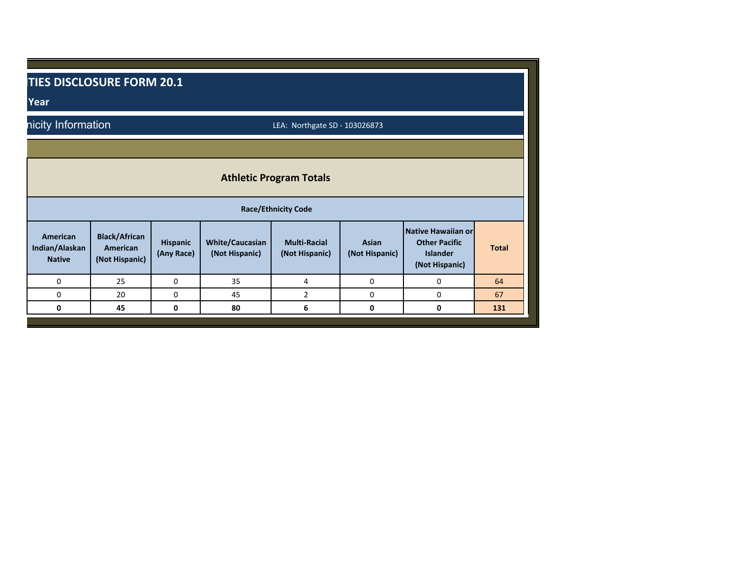# TIES DISCLOSURE FORM 20.1

## Year

nicity Information

LEA: Northgate SD - 103026873

### Athletic Program Totals

| Race/Ethnicity Code | | | | | | | |
|---|---|---|---|---|---|---|---|
| American Indian/Alaskan Native | Black/African American (Not Hispanic) | Hispanic (Any Race) | White/Caucasian (Not Hispanic) | Multi-Racial (Not Hispanic) | Asian (Not Hispanic) | Native Hawaiian or Other Pacific Islander (Not Hispanic) | Total |
| 0 | 25 | 0 | 35 | 4 | 0 | 0 | 64 |
| 0 | 20 | 0 | 45 | 2 | 0 | 0 | 67 |
| **0** | **45** | **0** | **80** | **6** | **0** | **0** | **131** |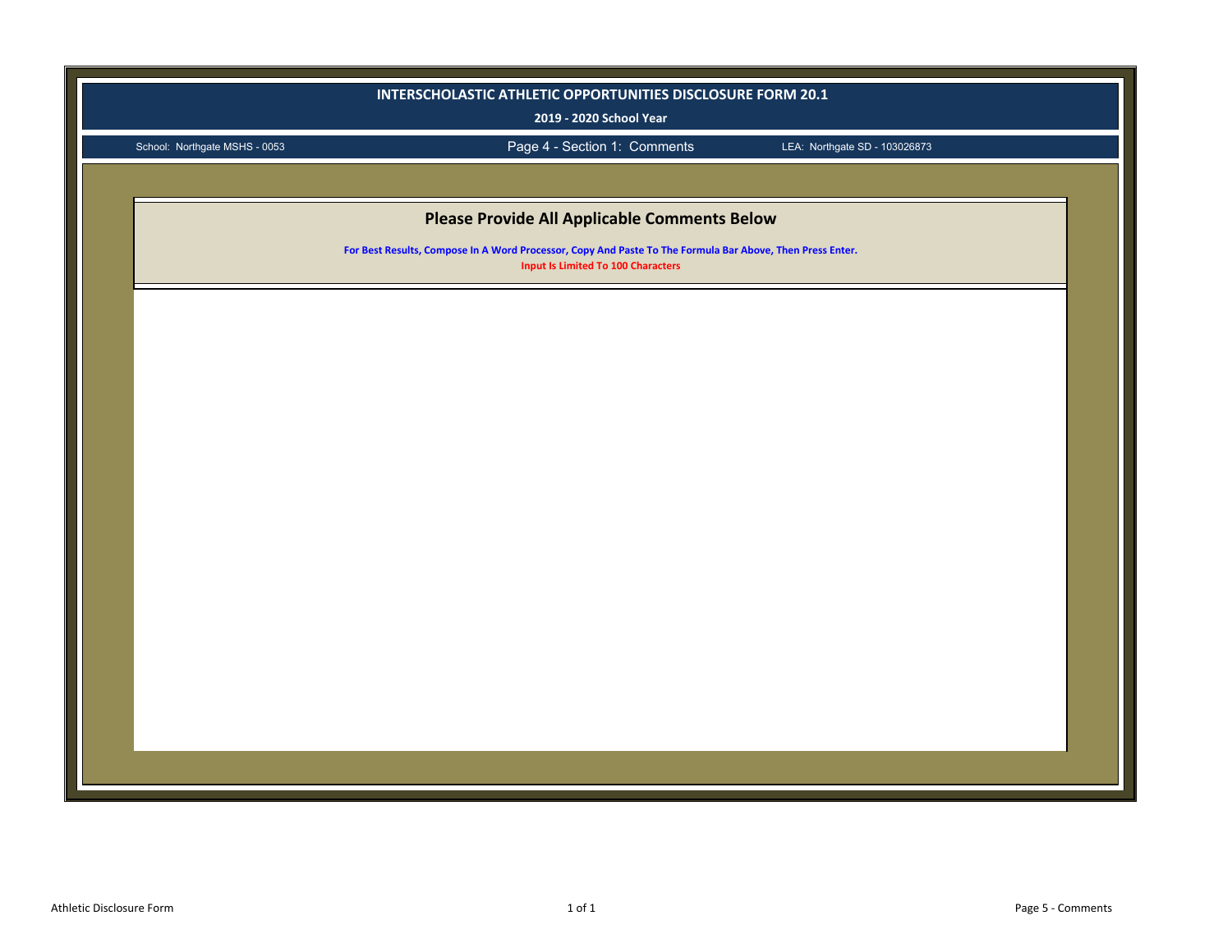# INTERSCHOLASTIC ATHLETIC OPPORTUNITIES DISCLOSURE FORM 20.1

**2019 - 2020 School Year**

School: Northgate MSHS - 0053

Page 4 - Section 1: Comments

LEA: Northgate SD - 103026873

## Please Provide All Applicable Comments Below

**For Best Results, Compose In A Word Processor, Copy And Paste To The Formula Bar Above, Then Press Enter.**

**Input Is Limited To 100 Characters**